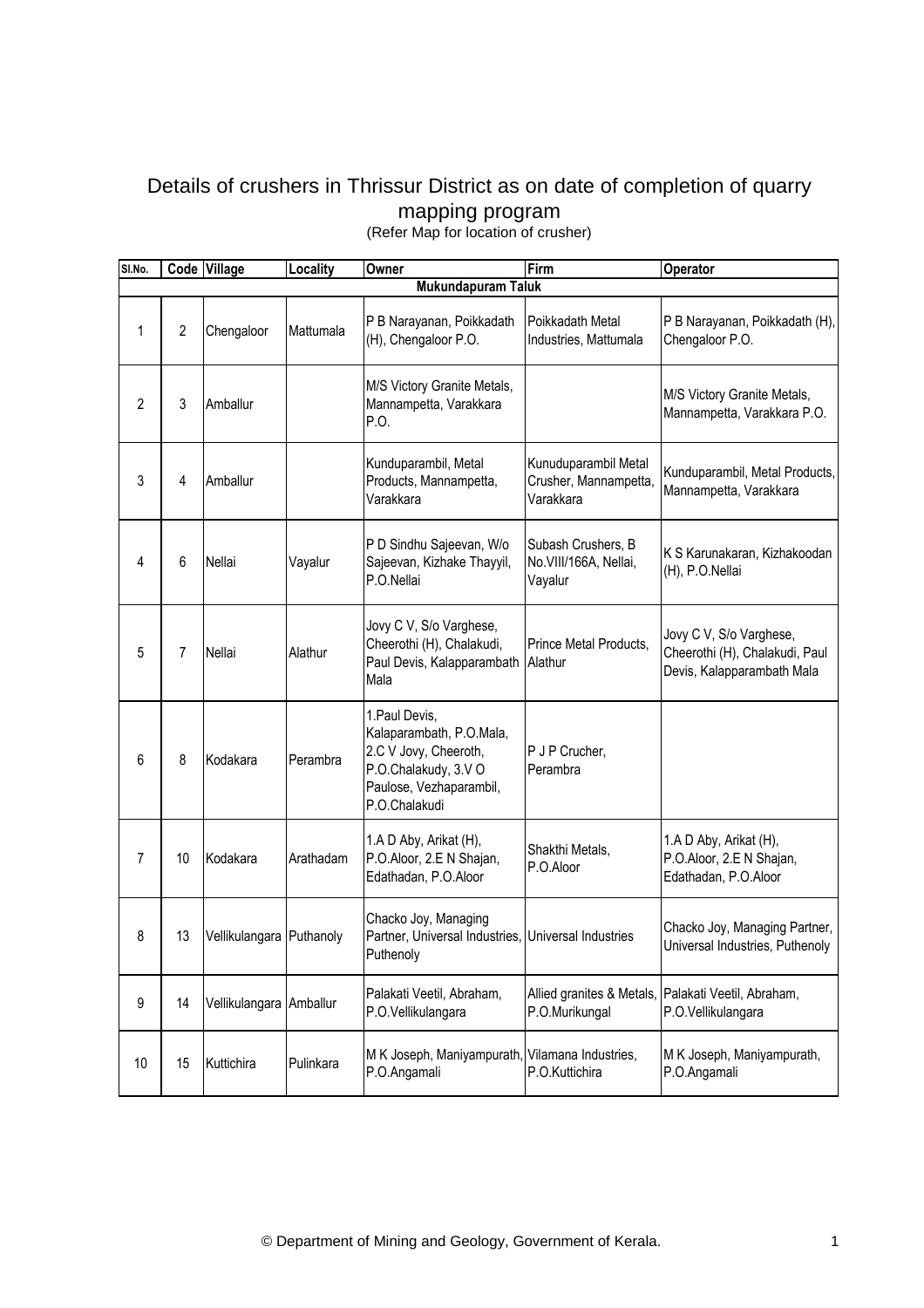# Details of crushers in Thrissur District as on date of completion of quarry mapping program

(Refer Map for location of crusher)

| Sl.No. | Code | Village | Locality | Owner | Firm | Operator |
|---|---|---|---|---|---|---|
| **Mukundapuram Taluk** | | | | | | |
| 1 | 2 | Chengaloor | Mattumala | P B Narayanan, Poikkadath (H), Chengaloor P.O. | Poikkadath Metal Industries, Mattumala | P B Narayanan, Poikkadath (H), Chengaloor P.O. |
| 2 | 3 | Amballur | | M/S Victory Granite Metals, Mannampetta, Varakkara P.O. | | M/S Victory Granite Metals, Mannampetta, Varakkara P.O. |
| 3 | 4 | Amballur | | Kunduparambil, Metal Products, Mannampetta, Varakkara | Kunuduparambil Metal Crusher, Mannampetta, Varakkara | Kunduparambil, Metal Products, Mannampetta, Varakkara |
| 4 | 6 | Nellai | Vayalur | P D Sindhu Sajeevan, W/o Sajeevan, Kizhake Thayyil, P.O.Nellai | Subash Crushers, B No.VIII/166A, Nellai, Vayalur | K S Karunakaran, Kizhakoodan (H), P.O.Nellai |
| 5 | 7 | Nellai | Alathur | Jovy C V, S/o Varghese, Cheerothi (H), Chalakudi, Paul Devis, Kalapparambath Mala | Prince Metal Products, Alathur | Jovy C V, S/o Varghese, Cheerothi (H), Chalakudi, Paul Devis, Kalapparambath Mala |
| 6 | 8 | Kodakara | Perambra | 1.Paul Devis, Kalaparambath, P.O.Mala, 2.C V Jovy, Cheeroth, P.O.Chalakudy, 3.V O Paulose, Vezhaparambil, P.O.Chalakudi | P J P Crucher, Perambra | |
| 7 | 10 | Kodakara | Arathadam | 1.A D Aby, Arikat (H), P.O.Aloor, 2.E N Shajan, Edathadan, P.O.Aloor | Shakthi Metals, P.O.Aloor | 1.A D Aby, Arikat (H), P.O.Aloor, 2.E N Shajan, Edathadan, P.O.Aloor |
| 8 | 13 | Vellikulangara | Puthanoly | Chacko Joy, Managing Partner, Universal Industries, Puthenoly | Universal Industries | Chacko Joy, Managing Partner, Universal Industries, Puthenoly |
| 9 | 14 | Vellikulangara | Amballur | Palakati Veetil, Abraham, P.O.Vellikulangara | Allied granites & Metals, P.O.Murikungal | Palakati Veetil, Abraham, P.O.Vellikulangara |
| 10 | 15 | Kuttichira | Pulinkara | M K Joseph, Maniyampurath, P.O.Angamali | Vilamana Industries, P.O.Kuttichira | M K Joseph, Maniyampurath, P.O.Angamali |

© Department of Mining and Geology, Government of Kerala.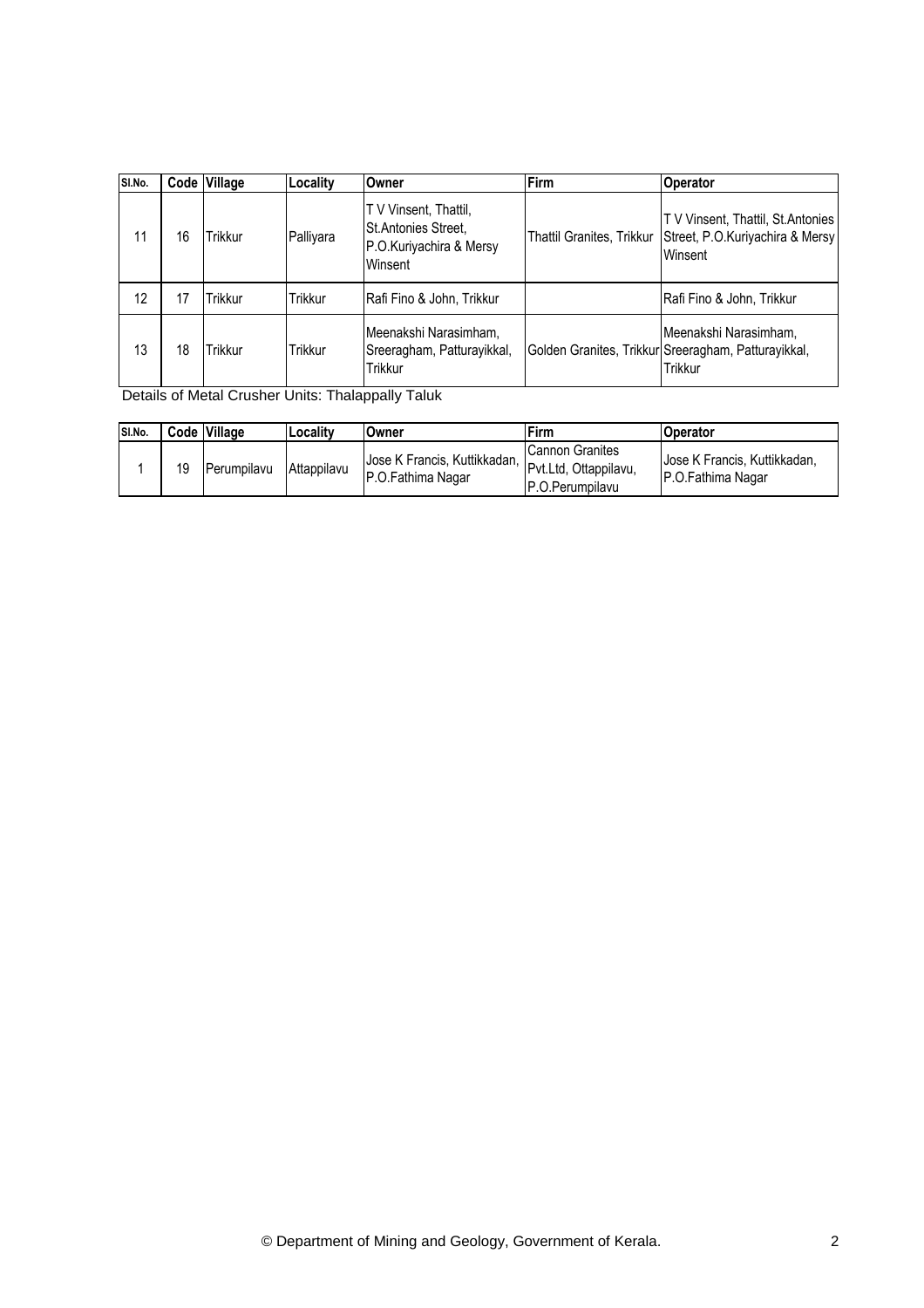| Sl.No. | Code | Village | Locality | Owner | Firm | Operator |
|---|---|---|---|---|---|---|
| 11 | 16 | Trikkur | Palliyara | T V Vinsent, Thattil, St.Antonies Street, P.O.Kuriyachira & Mersy Winsent | Thattil Granites, Trikkur | T V Vinsent, Thattil, St.Antonies Street, P.O.Kuriyachira & Mersy Winsent |
| 12 | 17 | Trikkur | Trikkur | Rafi Fino & John, Trikkur | | Rafi Fino & John, Trikkur |
| 13 | 18 | Trikkur | Trikkur | Meenakshi Narasimham, Sreeragham, Patturayikkal, Trikkur | Golden Granites, Trikkur | Meenakshi Narasimham, Sreeragham, Patturayikkal, Trikkur |

Details of Metal Crusher Units: Thalappally Taluk

| Sl.No. | Code | Village | Locality | Owner | Firm | Operator |
|---|---|---|---|---|---|---|
| 1 | 19 | Perumpilavu | Attappilavu | Jose K Francis, Kuttikkadan, P.O.Fathima Nagar | Cannon Granites Pvt.Ltd, Ottappilavu, P.O.Perumpilavu | Jose K Francis, Kuttikkadan, P.O.Fathima Nagar |

© Department of Mining and Geology, Government of Kerala.